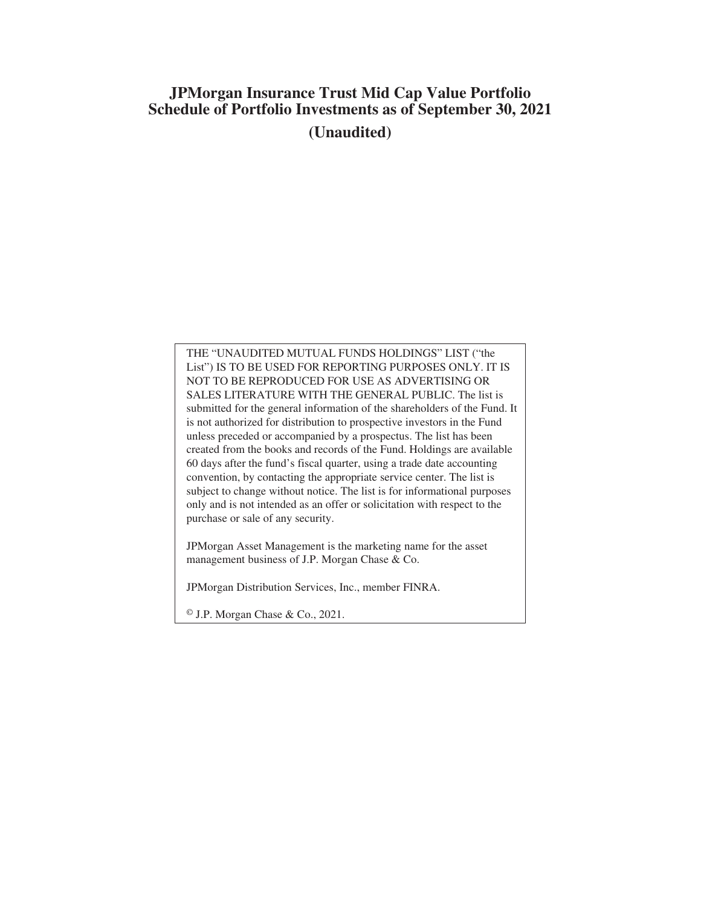# JPMorgan Insurance Trust Mid Cap Value Portfolio
# Schedule of Portfolio Investments as of September 30, 2021

**(Unaudited)**

THE "UNAUDITED MUTUAL FUNDS HOLDINGS" LIST ("the List") IS TO BE USED FOR REPORTING PURPOSES ONLY. IT IS NOT TO BE REPRODUCED FOR USE AS ADVERTISING OR SALES LITERATURE WITH THE GENERAL PUBLIC. The list is submitted for the general information of the shareholders of the Fund. It is not authorized for distribution to prospective investors in the Fund unless preceded or accompanied by a prospectus. The list has been created from the books and records of the Fund. Holdings are available 60 days after the fund's fiscal quarter, using a trade date accounting convention, by contacting the appropriate service center. The list is subject to change without notice. The list is for informational purposes only and is not intended as an offer or solicitation with respect to the purchase or sale of any security.

JPMorgan Asset Management is the marketing name for the asset management business of J.P. Morgan Chase & Co.

JPMorgan Distribution Services, Inc., member FINRA.

© J.P. Morgan Chase & Co., 2021.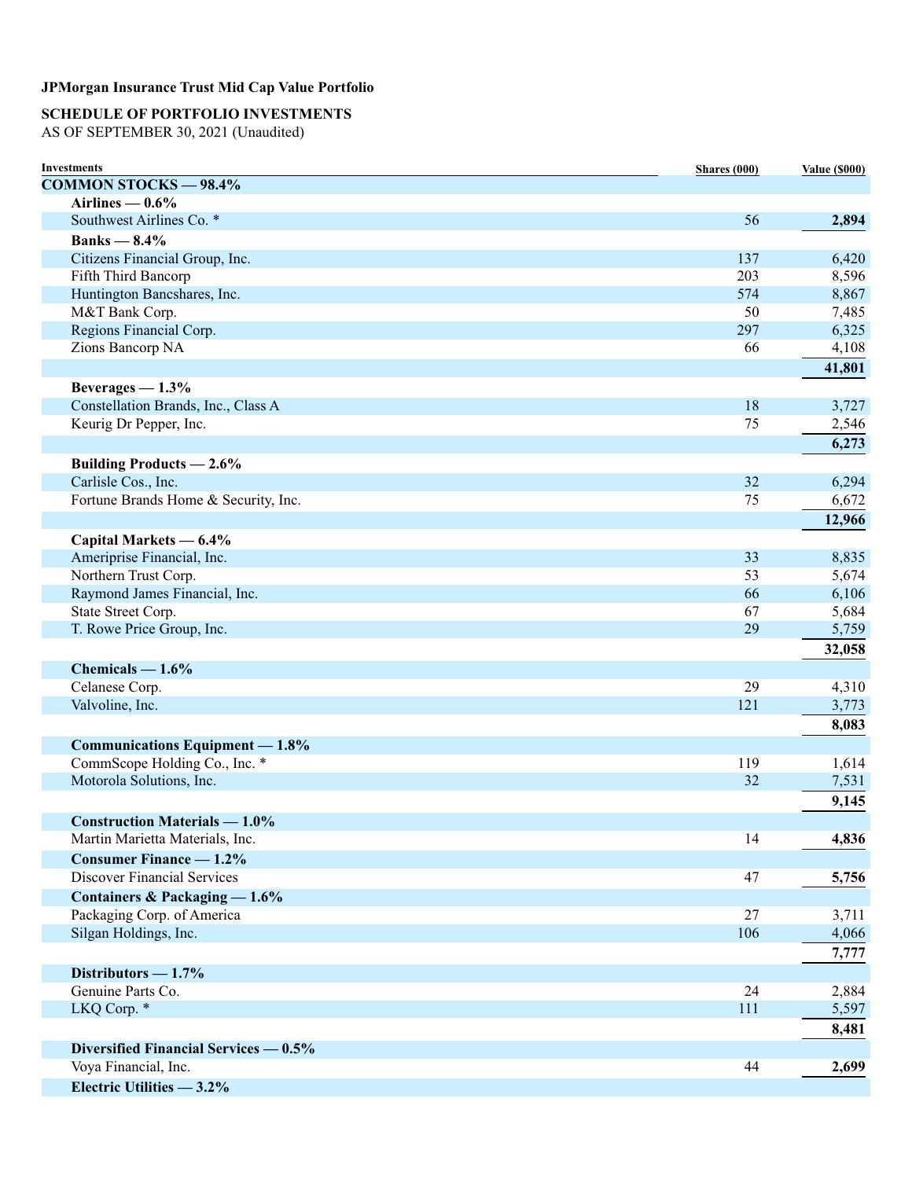**JPMorgan Insurance Trust Mid Cap Value Portfolio**

**SCHEDULE OF PORTFOLIO INVESTMENTS**

AS OF SEPTEMBER 30, 2021 (Unaudited)

| Investments | Shares (000) | Value ($000) |
|---|---|---|
| **COMMON STOCKS — 98.4%** | | |
| **Airlines — 0.6%** | | |
| Southwest Airlines Co. * | 56 | **2,894** |
| **Banks — 8.4%** | | |
| Citizens Financial Group, Inc. | 137 | 6,420 |
| Fifth Third Bancorp | 203 | 8,596 |
| Huntington Bancshares, Inc. | 574 | 8,867 |
| M&T Bank Corp. | 50 | 7,485 |
| Regions Financial Corp. | 297 | 6,325 |
| Zions Bancorp NA | 66 | 4,108 |
| | | **41,801** |
| **Beverages — 1.3%** | | |
| Constellation Brands, Inc., Class A | 18 | 3,727 |
| Keurig Dr Pepper, Inc. | 75 | 2,546 |
| | | **6,273** |
| **Building Products — 2.6%** | | |
| Carlisle Cos., Inc. | 32 | 6,294 |
| Fortune Brands Home & Security, Inc. | 75 | 6,672 |
| | | **12,966** |
| **Capital Markets — 6.4%** | | |
| Ameriprise Financial, Inc. | 33 | 8,835 |
| Northern Trust Corp. | 53 | 5,674 |
| Raymond James Financial, Inc. | 66 | 6,106 |
| State Street Corp. | 67 | 5,684 |
| T. Rowe Price Group, Inc. | 29 | 5,759 |
| | | **32,058** |
| **Chemicals — 1.6%** | | |
| Celanese Corp. | 29 | 4,310 |
| Valvoline, Inc. | 121 | 3,773 |
| | | **8,083** |
| **Communications Equipment — 1.8%** | | |
| CommScope Holding Co., Inc. * | 119 | 1,614 |
| Motorola Solutions, Inc. | 32 | 7,531 |
| | | **9,145** |
| **Construction Materials — 1.0%** | | |
| Martin Marietta Materials, Inc. | 14 | **4,836** |
| **Consumer Finance — 1.2%** | | |
| Discover Financial Services | 47 | **5,756** |
| **Containers & Packaging — 1.6%** | | |
| Packaging Corp. of America | 27 | 3,711 |
| Silgan Holdings, Inc. | 106 | 4,066 |
| | | **7,777** |
| **Distributors — 1.7%** | | |
| Genuine Parts Co. | 24 | 2,884 |
| LKQ Corp. * | 111 | 5,597 |
| | | **8,481** |
| **Diversified Financial Services — 0.5%** | | |
| Voya Financial, Inc. | 44 | **2,699** |
| **Electric Utilities — 3.2%** | | |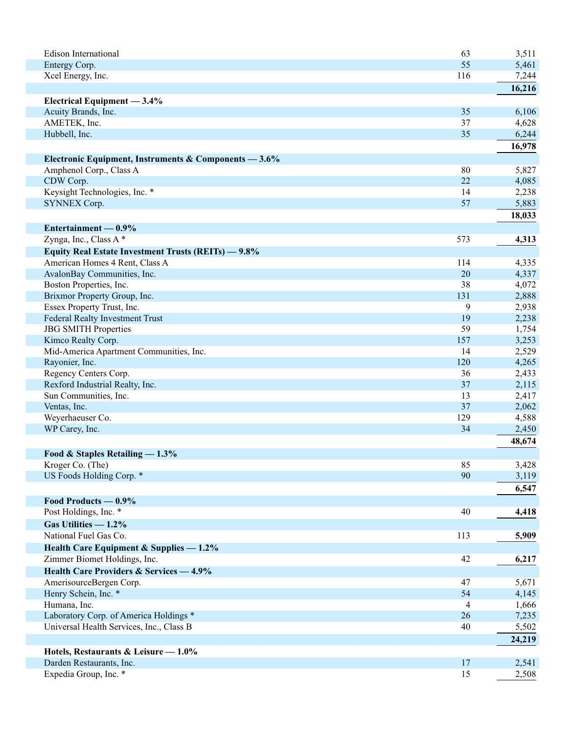| | | |
|---|---|---|
| Edison International | 63 | 3,511 |
| Entergy Corp. | 55 | 5,461 |
| Xcel Energy, Inc. | 116 | 7,244 |
| | | **16,216** |
| **Electrical Equipment — 3.4%** | | |
| Acuity Brands, Inc. | 35 | 6,106 |
| AMETEK, Inc. | 37 | 4,628 |
| Hubbell, Inc. | 35 | 6,244 |
| | | **16,978** |
| **Electronic Equipment, Instruments & Components — 3.6%** | | |
| Amphenol Corp., Class A | 80 | 5,827 |
| CDW Corp. | 22 | 4,085 |
| Keysight Technologies, Inc. * | 14 | 2,238 |
| SYNNEX Corp. | 57 | 5,883 |
| | | **18,033** |
| **Entertainment — 0.9%** | | |
| Zynga, Inc., Class A * | 573 | **4,313** |
| **Equity Real Estate Investment Trusts (REITs) — 9.8%** | | |
| American Homes 4 Rent, Class A | 114 | 4,335 |
| AvalonBay Communities, Inc. | 20 | 4,337 |
| Boston Properties, Inc. | 38 | 4,072 |
| Brixmor Property Group, Inc. | 131 | 2,888 |
| Essex Property Trust, Inc. | 9 | 2,938 |
| Federal Realty Investment Trust | 19 | 2,238 |
| JBG SMITH Properties | 59 | 1,754 |
| Kimco Realty Corp. | 157 | 3,253 |
| Mid-America Apartment Communities, Inc. | 14 | 2,529 |
| Rayonier, Inc. | 120 | 4,265 |
| Regency Centers Corp. | 36 | 2,433 |
| Rexford Industrial Realty, Inc. | 37 | 2,115 |
| Sun Communities, Inc. | 13 | 2,417 |
| Ventas, Inc. | 37 | 2,062 |
| Weyerhaeuser Co. | 129 | 4,588 |
| WP Carey, Inc. | 34 | 2,450 |
| | | **48,674** |
| **Food & Staples Retailing — 1.3%** | | |
| Kroger Co. (The) | 85 | 3,428 |
| US Foods Holding Corp. * | 90 | 3,119 |
| | | **6,547** |
| **Food Products — 0.9%** | | |
| Post Holdings, Inc. * | 40 | **4,418** |
| **Gas Utilities — 1.2%** | | |
| National Fuel Gas Co. | 113 | **5,909** |
| **Health Care Equipment & Supplies — 1.2%** | | |
| Zimmer Biomet Holdings, Inc. | 42 | **6,217** |
| **Health Care Providers & Services — 4.9%** | | |
| AmerisourceBergen Corp. | 47 | 5,671 |
| Henry Schein, Inc. * | 54 | 4,145 |
| Humana, Inc. | 4 | 1,666 |
| Laboratory Corp. of America Holdings * | 26 | 7,235 |
| Universal Health Services, Inc., Class B | 40 | 5,502 |
| | | **24,219** |
| **Hotels, Restaurants & Leisure — 1.0%** | | |
| Darden Restaurants, Inc. | 17 | 2,541 |
| Expedia Group, Inc. * | 15 | 2,508 |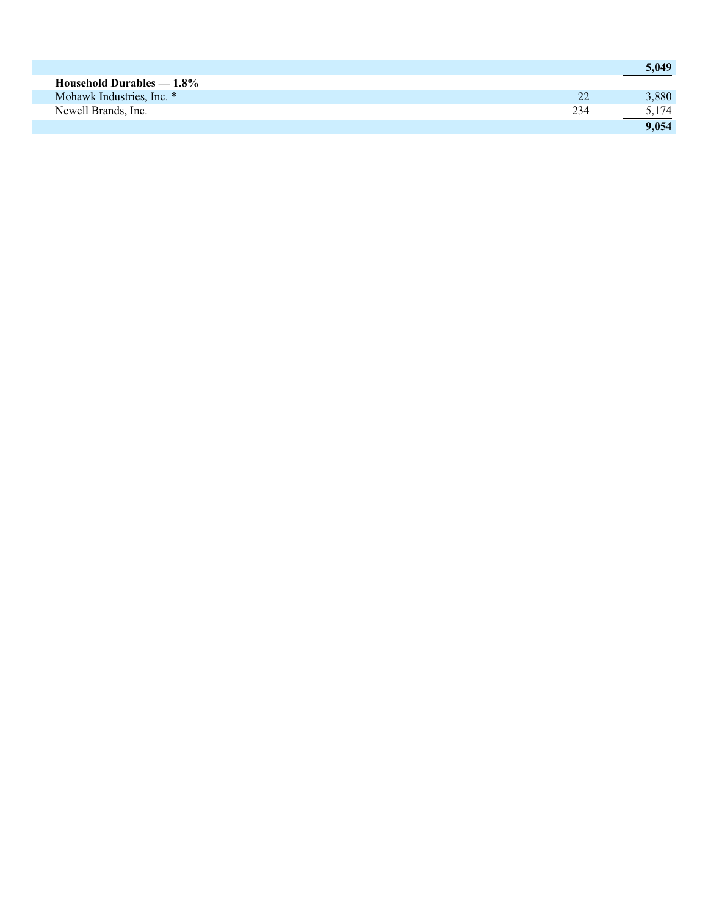| | | |
|---|---|---|
| | | **5,049** |
| **Household Durables — 1.8%** | | |
| Mohawk Industries, Inc. * | 22 | 3,880 |
| Newell Brands, Inc. | 234 | 5,174 |
| | | **9,054** |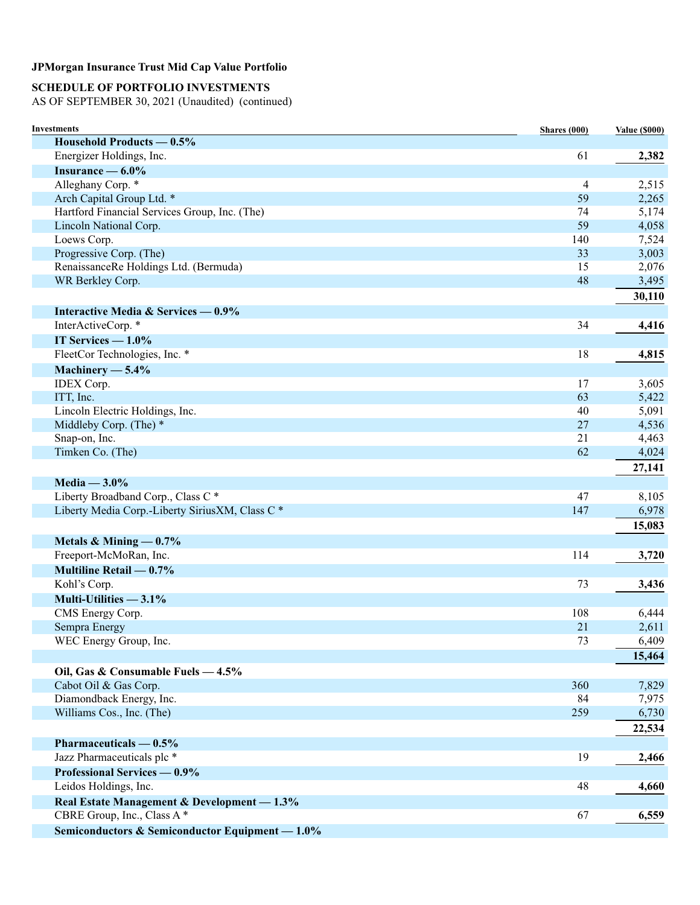**JPMorgan Insurance Trust Mid Cap Value Portfolio**

**SCHEDULE OF PORTFOLIO INVESTMENTS**
AS OF SEPTEMBER 30, 2021 (Unaudited) (continued)

| Investments | Shares (000) | Value ($000) |
|---|---|---|
| **Household Products — 0.5%** | | |
| Energizer Holdings, Inc. | 61 | **2,382** |
| **Insurance — 6.0%** | | |
| Alleghany Corp. * | 4 | 2,515 |
| Arch Capital Group Ltd. * | 59 | 2,265 |
| Hartford Financial Services Group, Inc. (The) | 74 | 5,174 |
| Lincoln National Corp. | 59 | 4,058 |
| Loews Corp. | 140 | 7,524 |
| Progressive Corp. (The) | 33 | 3,003 |
| RenaissanceRe Holdings Ltd. (Bermuda) | 15 | 2,076 |
| WR Berkley Corp. | 48 | 3,495 |
| | | **30,110** |
| **Interactive Media & Services — 0.9%** | | |
| InterActiveCorp. * | 34 | **4,416** |
| **IT Services — 1.0%** | | |
| FleetCor Technologies, Inc. * | 18 | **4,815** |
| **Machinery — 5.4%** | | |
| IDEX Corp. | 17 | 3,605 |
| ITT, Inc. | 63 | 5,422 |
| Lincoln Electric Holdings, Inc. | 40 | 5,091 |
| Middleby Corp. (The) * | 27 | 4,536 |
| Snap-on, Inc. | 21 | 4,463 |
| Timken Co. (The) | 62 | 4,024 |
| | | **27,141** |
| **Media — 3.0%** | | |
| Liberty Broadband Corp., Class C * | 47 | 8,105 |
| Liberty Media Corp.-Liberty SiriusXM, Class C * | 147 | 6,978 |
| | | **15,083** |
| **Metals & Mining — 0.7%** | | |
| Freeport-McMoRan, Inc. | 114 | **3,720** |
| **Multiline Retail — 0.7%** | | |
| Kohl's Corp. | 73 | **3,436** |
| **Multi-Utilities — 3.1%** | | |
| CMS Energy Corp. | 108 | 6,444 |
| Sempra Energy | 21 | 2,611 |
| WEC Energy Group, Inc. | 73 | 6,409 |
| | | **15,464** |
| **Oil, Gas & Consumable Fuels — 4.5%** | | |
| Cabot Oil & Gas Corp. | 360 | 7,829 |
| Diamondback Energy, Inc. | 84 | 7,975 |
| Williams Cos., Inc. (The) | 259 | 6,730 |
| | | **22,534** |
| **Pharmaceuticals — 0.5%** | | |
| Jazz Pharmaceuticals plc * | 19 | **2,466** |
| **Professional Services — 0.9%** | | |
| Leidos Holdings, Inc. | 48 | **4,660** |
| **Real Estate Management & Development — 1.3%** | | |
| CBRE Group, Inc., Class A * | 67 | **6,559** |
| **Semiconductors & Semiconductor Equipment — 1.0%** | | |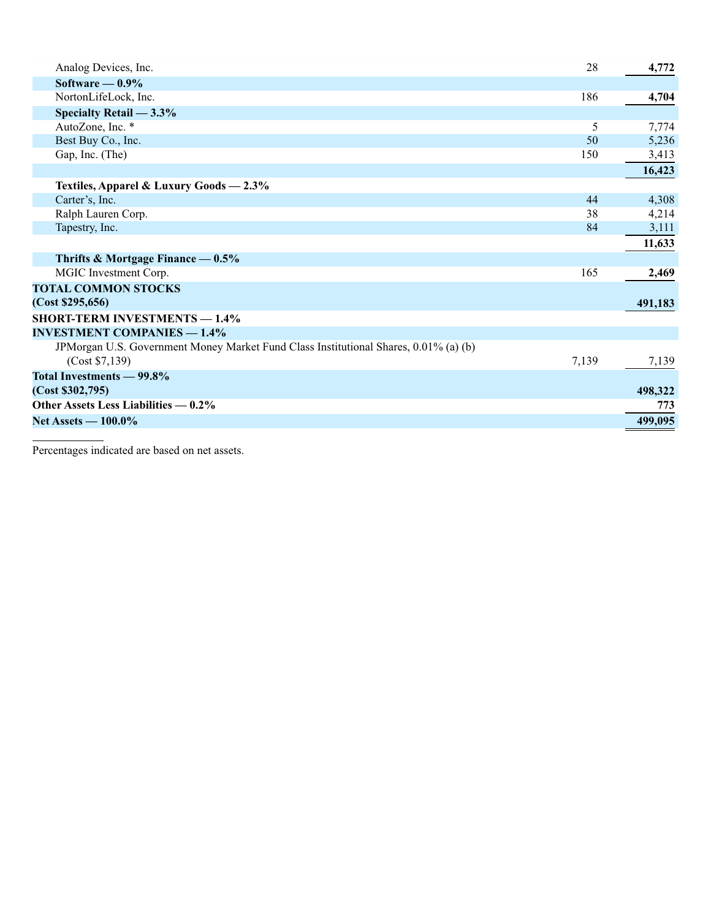| | | |
|---|---|---|
| Analog Devices, Inc. | 28 | **4,772** |
| **Software — 0.9%** | | |
| NortonLifeLock, Inc. | 186 | **4,704** |
| **Specialty Retail — 3.3%** | | |
| AutoZone, Inc. * | 5 | 7,774 |
| Best Buy Co., Inc. | 50 | 5,236 |
| Gap, Inc. (The) | 150 | 3,413 |
| | | **16,423** |
| **Textiles, Apparel & Luxury Goods — 2.3%** | | |
| Carter's, Inc. | 44 | 4,308 |
| Ralph Lauren Corp. | 38 | 4,214 |
| Tapestry, Inc. | 84 | 3,111 |
| | | **11,633** |
| **Thrifts & Mortgage Finance — 0.5%** | | |
| MGIC Investment Corp. | 165 | **2,469** |
| **TOTAL COMMON STOCKS (Cost $295,656)** | | **491,183** |
| **SHORT-TERM INVESTMENTS — 1.4%** | | |
| **INVESTMENT COMPANIES — 1.4%** | | |
| JPMorgan U.S. Government Money Market Fund Class Institutional Shares, 0.01% (a) (b) (Cost $7,139) | 7,139 | 7,139 |
| **Total Investments — 99.8% (Cost $302,795)** | | **498,322** |
| **Other Assets Less Liabilities — 0.2%** | | **773** |
| **Net Assets — 100.0%** | | **499,095** |

Percentages indicated are based on net assets.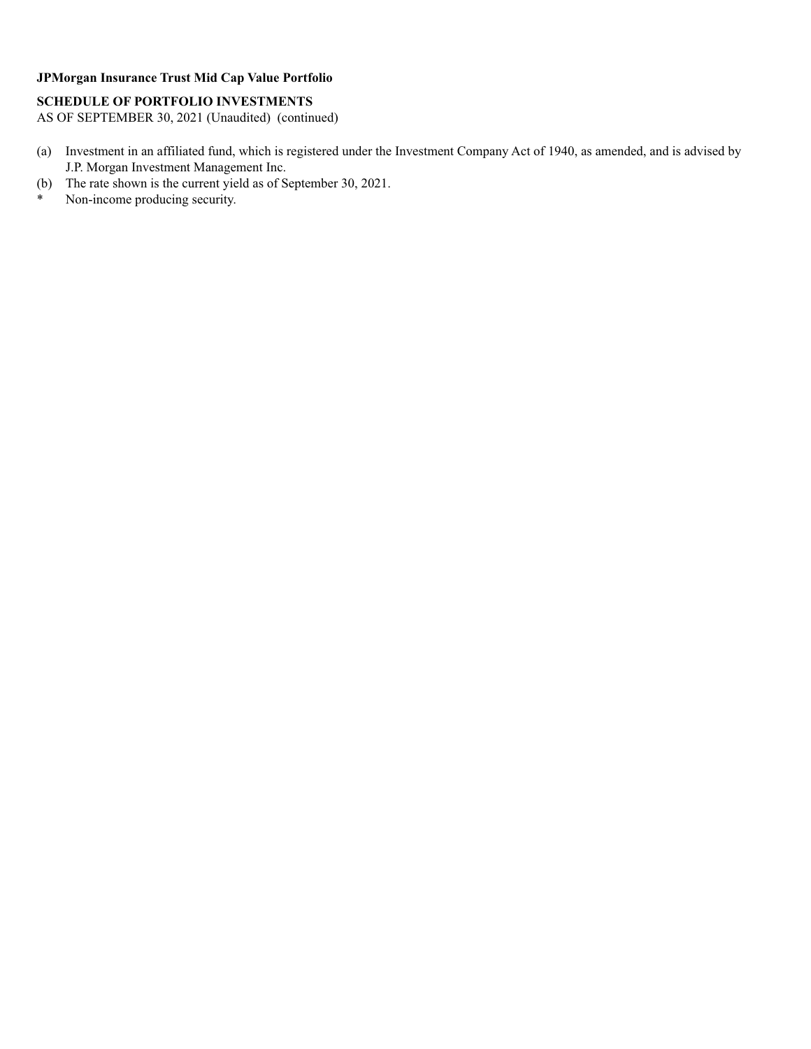**JPMorgan Insurance Trust Mid Cap Value Portfolio**

**SCHEDULE OF PORTFOLIO INVESTMENTS**

AS OF SEPTEMBER 30, 2021 (Unaudited) (continued)

(a) Investment in an affiliated fund, which is registered under the Investment Company Act of 1940, as amended, and is advised by J.P. Morgan Investment Management Inc.

(b) The rate shown is the current yield as of September 30, 2021.

\* Non-income producing security.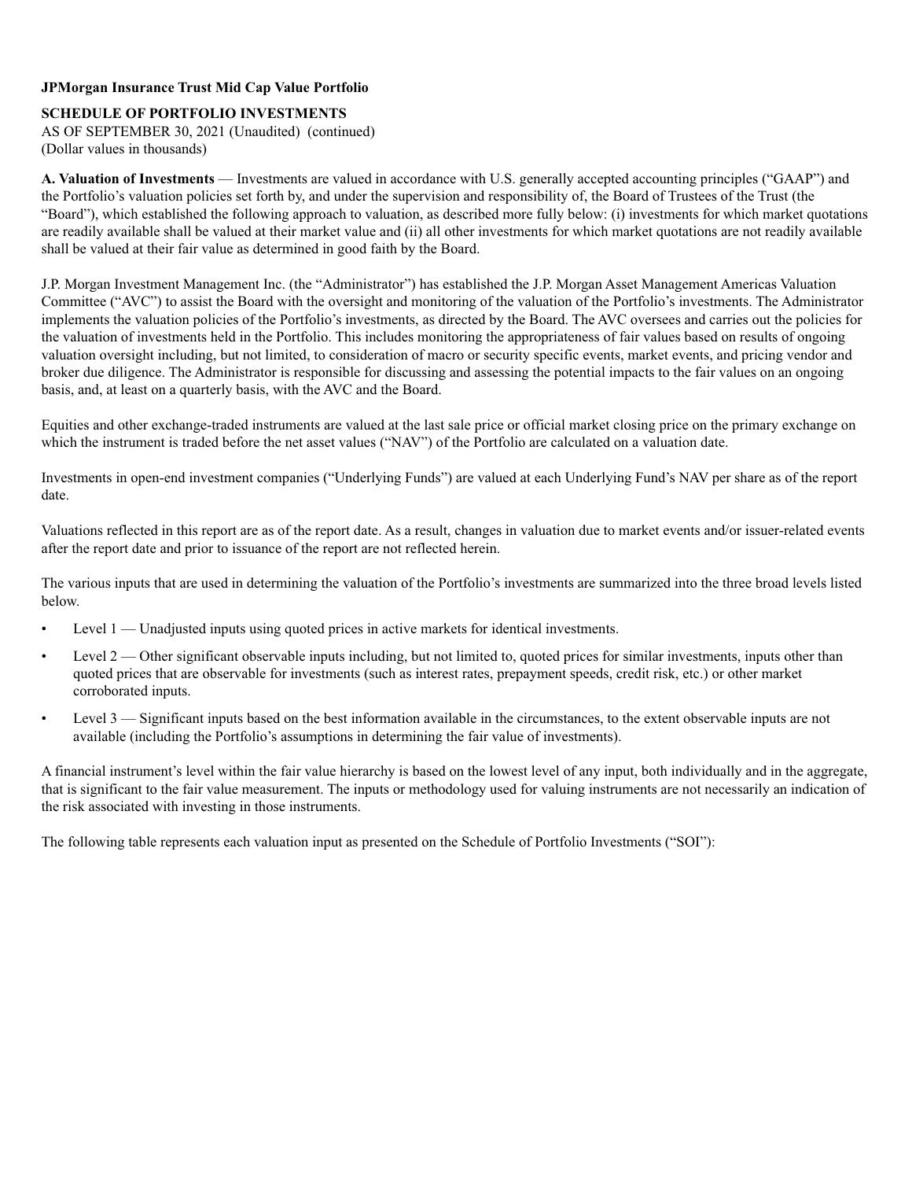**JPMorgan Insurance Trust Mid Cap Value Portfolio**

**SCHEDULE OF PORTFOLIO INVESTMENTS**

AS OF SEPTEMBER 30, 2021 (Unaudited) (continued)

(Dollar values in thousands)

**A. Valuation of Investments** — Investments are valued in accordance with U.S. generally accepted accounting principles ("GAAP") and the Portfolio's valuation policies set forth by, and under the supervision and responsibility of, the Board of Trustees of the Trust (the "Board"), which established the following approach to valuation, as described more fully below: (i) investments for which market quotations are readily available shall be valued at their market value and (ii) all other investments for which market quotations are not readily available shall be valued at their fair value as determined in good faith by the Board.

J.P. Morgan Investment Management Inc. (the "Administrator") has established the J.P. Morgan Asset Management Americas Valuation Committee ("AVC") to assist the Board with the oversight and monitoring of the valuation of the Portfolio's investments. The Administrator implements the valuation policies of the Portfolio's investments, as directed by the Board. The AVC oversees and carries out the policies for the valuation of investments held in the Portfolio. This includes monitoring the appropriateness of fair values based on results of ongoing valuation oversight including, but not limited, to consideration of macro or security specific events, market events, and pricing vendor and broker due diligence. The Administrator is responsible for discussing and assessing the potential impacts to the fair values on an ongoing basis, and, at least on a quarterly basis, with the AVC and the Board.

Equities and other exchange-traded instruments are valued at the last sale price or official market closing price on the primary exchange on which the instrument is traded before the net asset values ("NAV") of the Portfolio are calculated on a valuation date.

Investments in open-end investment companies ("Underlying Funds") are valued at each Underlying Fund's NAV per share as of the report date.

Valuations reflected in this report are as of the report date. As a result, changes in valuation due to market events and/or issuer-related events after the report date and prior to issuance of the report are not reflected herein.

The various inputs that are used in determining the valuation of the Portfolio's investments are summarized into the three broad levels listed below.

- Level 1 — Unadjusted inputs using quoted prices in active markets for identical investments.
- Level 2 — Other significant observable inputs including, but not limited to, quoted prices for similar investments, inputs other than quoted prices that are observable for investments (such as interest rates, prepayment speeds, credit risk, etc.) or other market corroborated inputs.
- Level 3 — Significant inputs based on the best information available in the circumstances, to the extent observable inputs are not available (including the Portfolio's assumptions in determining the fair value of investments).

A financial instrument's level within the fair value hierarchy is based on the lowest level of any input, both individually and in the aggregate, that is significant to the fair value measurement. The inputs or methodology used for valuing instruments are not necessarily an indication of the risk associated with investing in those instruments.

The following table represents each valuation input as presented on the Schedule of Portfolio Investments ("SOI"):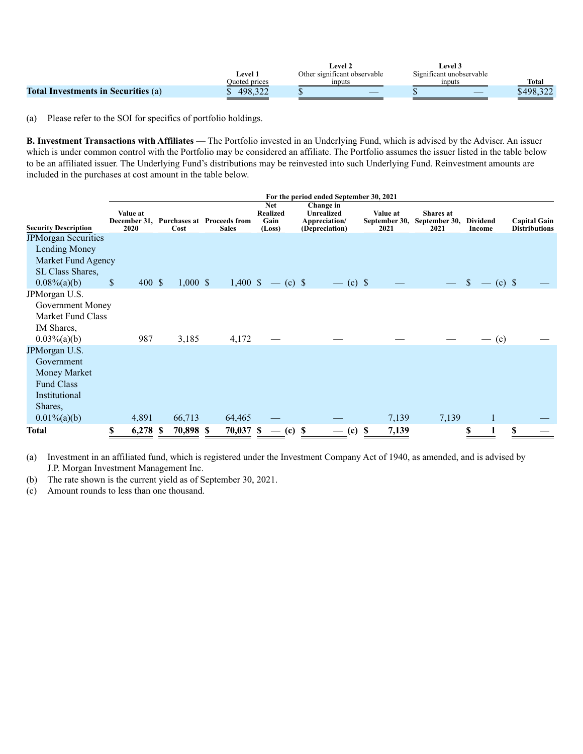| | Level 1 Quoted prices | Level 2 Other significant observable inputs | Level 3 Significant unobservable inputs | Total |
|---|---|---|---|---|
| **Total Investments in Securities** (a) | $ 498,322 | $ — | $ — | $498,322 |

(a) Please refer to the SOI for specifics of portfolio holdings.

**B. Investment Transactions with Affiliates** — The Portfolio invested in an Underlying Fund, which is advised by the Adviser. An issuer which is under common control with the Portfolio may be considered an affiliate. The Portfolio assumes the issuer listed in the table below to be an affiliated issuer. The Underlying Fund's distributions may be reinvested into such Underlying Fund. Reinvestment amounts are included in the purchases at cost amount in the table below.

| | For the period ended September 30, 2021 | | | | | | | | |
|---|---|---|---|---|---|---|---|---|---|
| **Security Description** | **Value at December 31, 2020** | **Purchases at Cost** | **Proceeds from Sales** | **Net Realized Gain (Loss)** | **Change in Unrealized Appreciation/ (Depreciation)** | **Value at September 30, 2021** | **Shares at September 30, 2021** | **Dividend Income** | **Capital Gain Distributions** |
| JPMorgan Securities Lending Money Market Fund Agency SL Class Shares, 0.08%(a)(b) | $ 400 | $ 1,000 | $ 1,400 | $ — (c) | $ — (c) | $ — | — | $ — (c) | $ — |
| JPMorgan U.S. Government Money Market Fund Class IM Shares, 0.03%(a)(b) | 987 | 3,185 | 4,172 | — | — | — | — | — (c) | — |
| JPMorgan U.S. Government Money Market Fund Class Institutional Shares, 0.01%(a)(b) | 4,891 | 66,713 | 64,465 | — | — | 7,139 | 7,139 | 1 | — |
| **Total** | **$ 6,278** | **$ 70,898** | **$ 70,037** | **$ — (c)** | **$ — (c)** | **$ 7,139** | | **$ 1** | **$ —** |

(a) Investment in an affiliated fund, which is registered under the Investment Company Act of 1940, as amended, and is advised by J.P. Morgan Investment Management Inc.

(b) The rate shown is the current yield as of September 30, 2021.

(c) Amount rounds to less than one thousand.